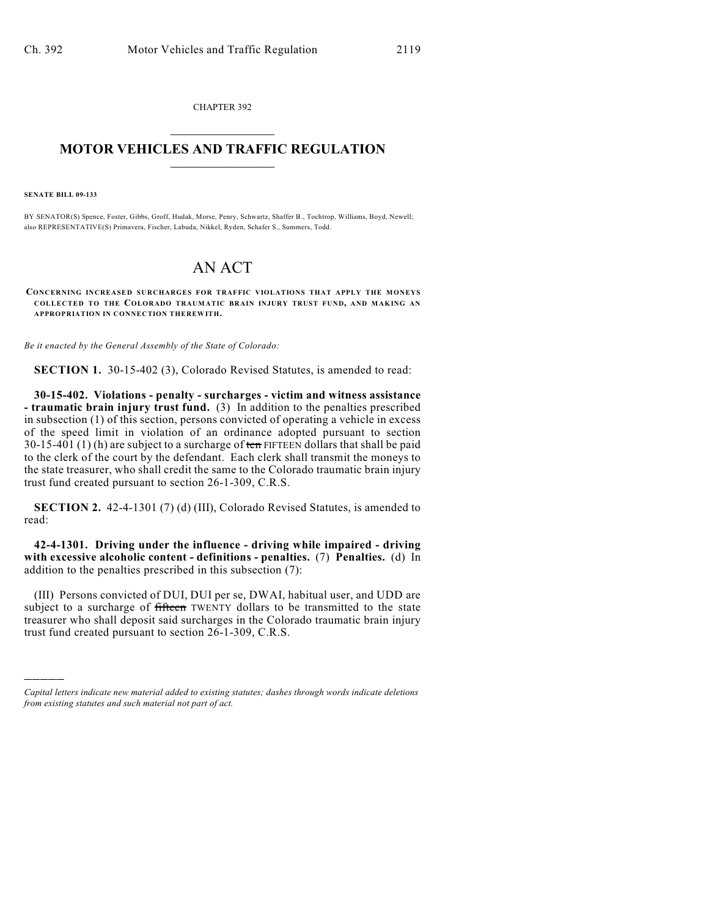CHAPTER 392

# MOTOR VEHICLES AND TRAFFIC REGULATION

**SENATE BILL 09-133**

BY SENATOR(S) Spence, Foster, Gibbs, Groff, Hudak, Morse, Penry, Schwartz, Shaffer B., Tochtrop, Williams, Boyd, Newell; also REPRESENTATIVE(S) Primavera, Fischer, Labuda, Nikkel, Ryden, Schafer S., Summers, Todd.

# AN ACT

**CONCERNING INCREASED SURCHARGES FOR TRAFFIC VIOLATIONS THAT APPLY THE MONEYS COLLECTED TO THE COLORADO TRAUMATIC BRAIN INJURY TRUST FUND, AND MAKING AN APPROPRIATION IN CONNECTION THEREWITH.**

*Be it enacted by the General Assembly of the State of Colorado:*

**SECTION 1.** 30-15-402 (3), Colorado Revised Statutes, is amended to read:

**30-15-402. Violations - penalty - surcharges - victim and witness assistance - traumatic brain injury trust fund.** (3) In addition to the penalties prescribed in subsection (1) of this section, persons convicted of operating a vehicle in excess of the speed limit in violation of an ordinance adopted pursuant to section 30-15-401 (1) (h) are subject to a surcharge of ~~ten~~ FIFTEEN dollars that shall be paid to the clerk of the court by the defendant. Each clerk shall transmit the moneys to the state treasurer, who shall credit the same to the Colorado traumatic brain injury trust fund created pursuant to section 26-1-309, C.R.S.

**SECTION 2.** 42-4-1301 (7) (d) (III), Colorado Revised Statutes, is amended to read:

**42-4-1301. Driving under the influence - driving while impaired - driving with excessive alcoholic content - definitions - penalties.** (7) **Penalties.** (d) In addition to the penalties prescribed in this subsection (7):

(III) Persons convicted of DUI, DUI per se, DWAI, habitual user, and UDD are subject to a surcharge of ~~fifteen~~ TWENTY dollars to be transmitted to the state treasurer who shall deposit said surcharges in the Colorado traumatic brain injury trust fund created pursuant to section 26-1-309, C.R.S.

---

*Capital letters indicate new material added to existing statutes; dashes through words indicate deletions from existing statutes and such material not part of act.*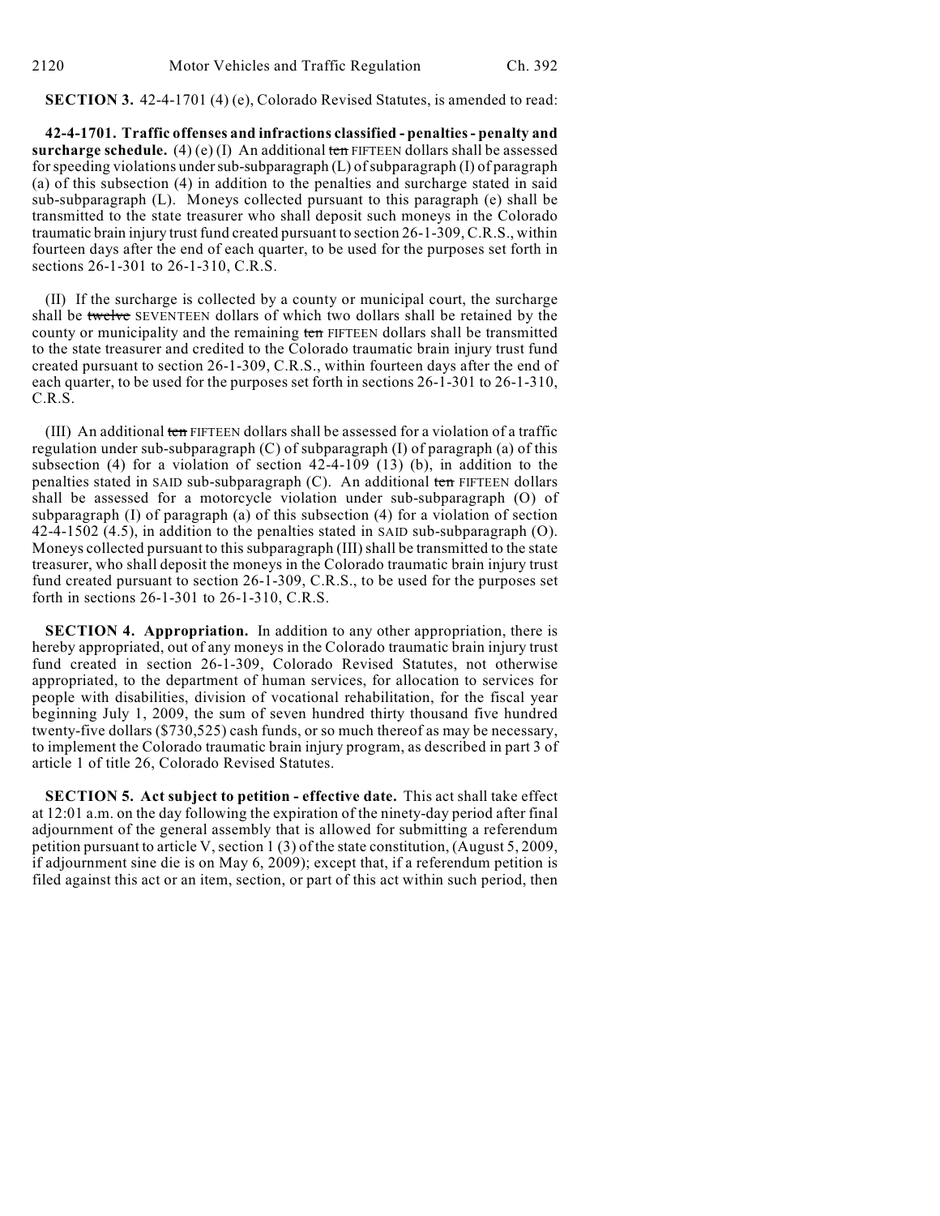**SECTION 3.** 42-4-1701 (4) (e), Colorado Revised Statutes, is amended to read:

**42-4-1701. Traffic offenses and infractions classified - penalties - penalty and surcharge schedule.** (4) (e) (I) An additional ~~ten~~ FIFTEEN dollars shall be assessed for speeding violations under sub-subparagraph (L) of subparagraph (I) of paragraph (a) of this subsection (4) in addition to the penalties and surcharge stated in said sub-subparagraph (L). Moneys collected pursuant to this paragraph (e) shall be transmitted to the state treasurer who shall deposit such moneys in the Colorado traumatic brain injury trust fund created pursuant to section 26-1-309, C.R.S., within fourteen days after the end of each quarter, to be used for the purposes set forth in sections 26-1-301 to 26-1-310, C.R.S.

(II) If the surcharge is collected by a county or municipal court, the surcharge shall be ~~twelve~~ SEVENTEEN dollars of which two dollars shall be retained by the county or municipality and the remaining ~~ten~~ FIFTEEN dollars shall be transmitted to the state treasurer and credited to the Colorado traumatic brain injury trust fund created pursuant to section 26-1-309, C.R.S., within fourteen days after the end of each quarter, to be used for the purposes set forth in sections 26-1-301 to 26-1-310, C.R.S.

(III) An additional ~~ten~~ FIFTEEN dollars shall be assessed for a violation of a traffic regulation under sub-subparagraph (C) of subparagraph (I) of paragraph (a) of this subsection (4) for a violation of section 42-4-109 (13) (b), in addition to the penalties stated in SAID sub-subparagraph (C). An additional ~~ten~~ FIFTEEN dollars shall be assessed for a motorcycle violation under sub-subparagraph (O) of subparagraph (I) of paragraph (a) of this subsection (4) for a violation of section 42-4-1502 (4.5), in addition to the penalties stated in SAID sub-subparagraph (O). Moneys collected pursuant to this subparagraph (III) shall be transmitted to the state treasurer, who shall deposit the moneys in the Colorado traumatic brain injury trust fund created pursuant to section 26-1-309, C.R.S., to be used for the purposes set forth in sections 26-1-301 to 26-1-310, C.R.S.

**SECTION 4. Appropriation.** In addition to any other appropriation, there is hereby appropriated, out of any moneys in the Colorado traumatic brain injury trust fund created in section 26-1-309, Colorado Revised Statutes, not otherwise appropriated, to the department of human services, for allocation to services for people with disabilities, division of vocational rehabilitation, for the fiscal year beginning July 1, 2009, the sum of seven hundred thirty thousand five hundred twenty-five dollars ($730,525) cash funds, or so much thereof as may be necessary, to implement the Colorado traumatic brain injury program, as described in part 3 of article 1 of title 26, Colorado Revised Statutes.

**SECTION 5. Act subject to petition - effective date.** This act shall take effect at 12:01 a.m. on the day following the expiration of the ninety-day period after final adjournment of the general assembly that is allowed for submitting a referendum petition pursuant to article V, section 1 (3) of the state constitution, (August 5, 2009, if adjournment sine die is on May 6, 2009); except that, if a referendum petition is filed against this act or an item, section, or part of this act within such period, then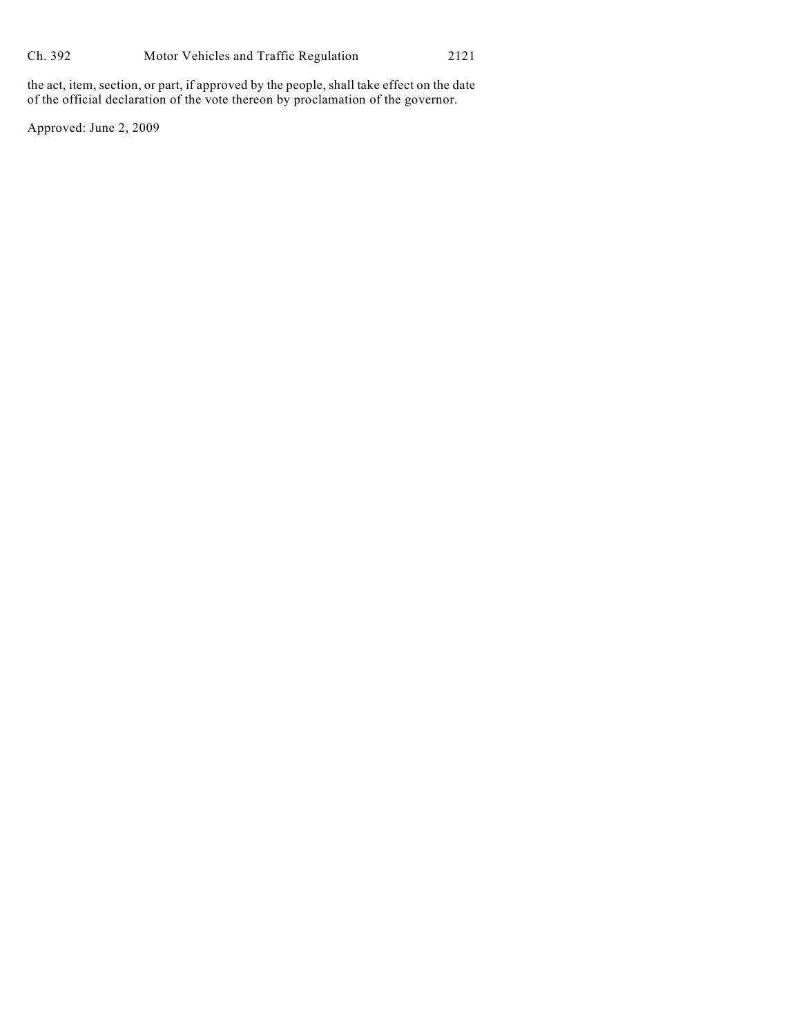the act, item, section, or part, if approved by the people, shall take effect on the date of the official declaration of the vote thereon by proclamation of the governor.

Approved: June 2, 2009